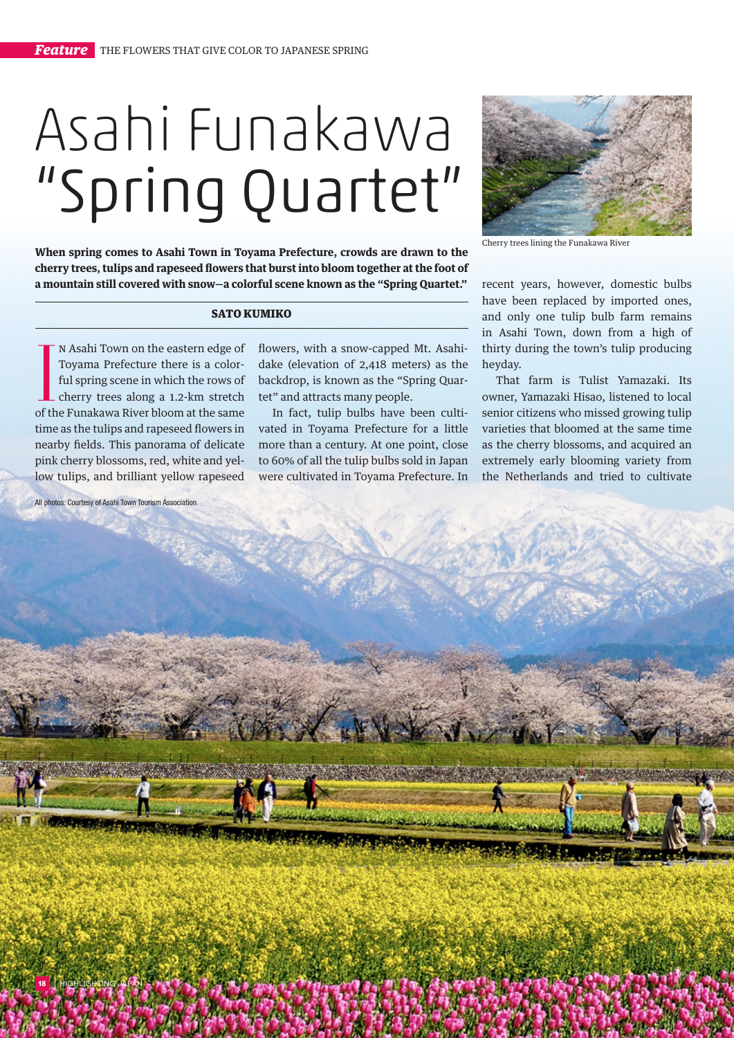# Asahi Funakawa "Spring Quartet"

**When spring comes to Asahi Town in Toyama Prefecture, crowds are drawn to the cherry trees, tulips and rapeseed flowers that burst into bloom together at the foot of a mountain still covered with snow—a colorful scene known as the "Spring Quartet."**

**SATO KUMIKO**

In Asahi Town on the eastern edge of Toyama Prefecture there is a colorful spring scene in which the rows of cherry trees along a 1.2-km stretch of the Funakawa River bloom at the same time as the tulips and rapeseed flowers in nearby fields. This panorama of delicate pink cherry blossoms, red, white and yellow tulips, and brilliant yellow rapeseed flowers, with a snow-capped Mt. Asahidake (elevation of 2,418 meters) as the backdrop, is known as the "Spring Quartet" and attracts many people.

In fact, tulip bulbs have been cultivated in Toyama Prefecture for a little more than a century. At one point, close to 60% of all the tulip bulbs sold in Japan were cultivated in Toyama Prefecture. In recent years, however, domestic bulbs have been replaced by imported ones, and only one tulip bulb farm remains in Asahi Town, down from a high of thirty during the town's tulip producing heyday.

That farm is Tulist Yamazaki. Its owner, Yamazaki Hisao, listened to local senior citizens who missed growing tulip varieties that bloomed at the same time as the cherry blossoms, and acquired an extremely early blooming variety from the Netherlands and tried to cultivate

Cherry trees lining the Funakawa River

All photos: Courtesy of Asahi Town Tourism Association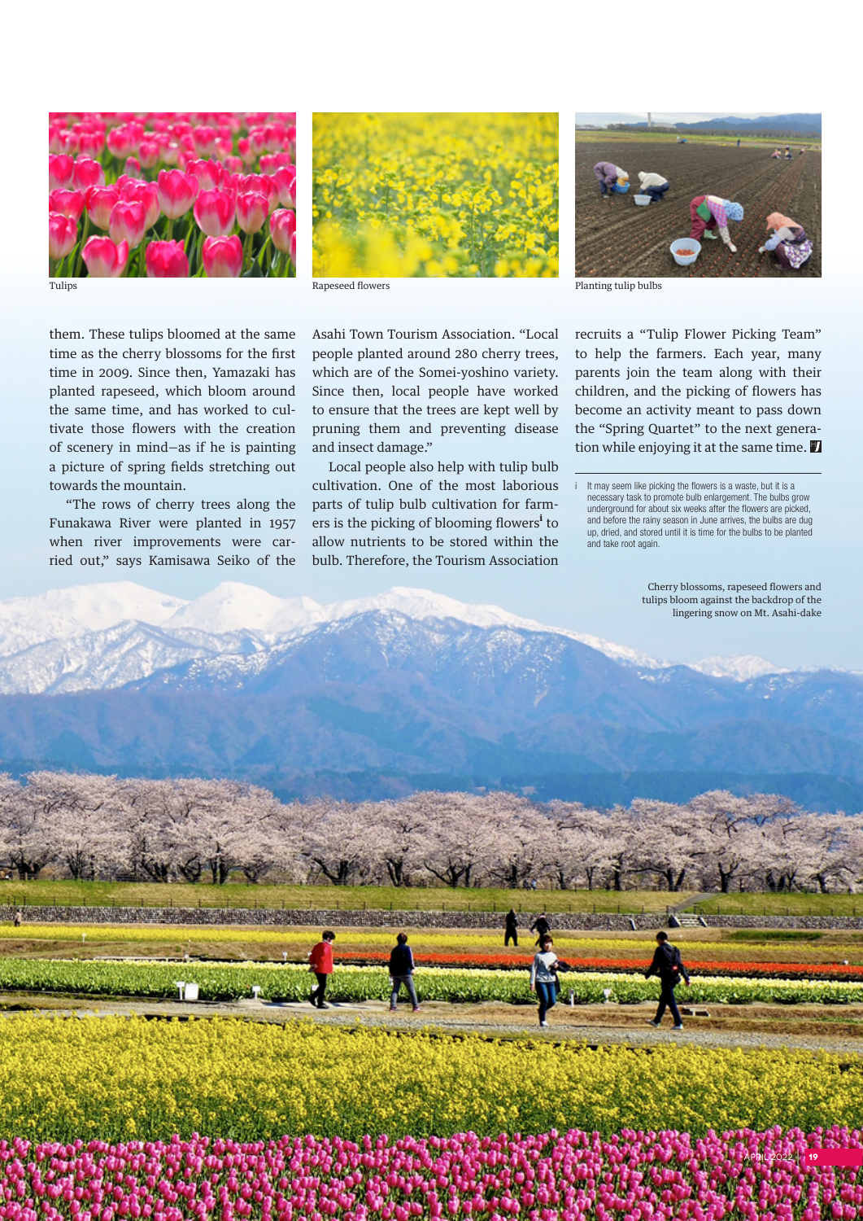Tulips

Rapeseed flowers

Planting tulip bulbs

them. These tulips bloomed at the same time as the cherry blossoms for the first time in 2009. Since then, Yamazaki has planted rapeseed, which bloom around the same time, and has worked to cultivate those flowers with the creation of scenery in mind—as if he is painting a picture of spring fields stretching out towards the mountain.

"The rows of cherry trees along the Funakawa River were planted in 1957 when river improvements were carried out," says Kamisawa Seiko of the Asahi Town Tourism Association. "Local people planted around 280 cherry trees, which are of the Somei-yoshino variety. Since then, local people have worked to ensure that the trees are kept well by pruning them and preventing disease and insect damage."

Local people also help with tulip bulb cultivation. One of the most laborious parts of tulip bulb cultivation for farmers is the picking of blooming flowers[i] to allow nutrients to be stored within the bulb. Therefore, the Tourism Association recruits a "Tulip Flower Picking Team" to help the farmers. Each year, many parents join the team along with their children, and the picking of flowers has become an activity meant to pass down the "Spring Quartet" to the next generation while enjoying it at the same time.

i It may seem like picking the flowers is a waste, but it is a necessary task to promote bulb enlargement. The bulbs grow underground for about six weeks after the flowers are picked, and before the rainy season in June arrives, the bulbs are dug up, dried, and stored until it is time for the bulbs to be planted and take root again.

Cherry blossoms, rapeseed flowers and tulips bloom against the backdrop of the lingering snow on Mt. Asahi-dake